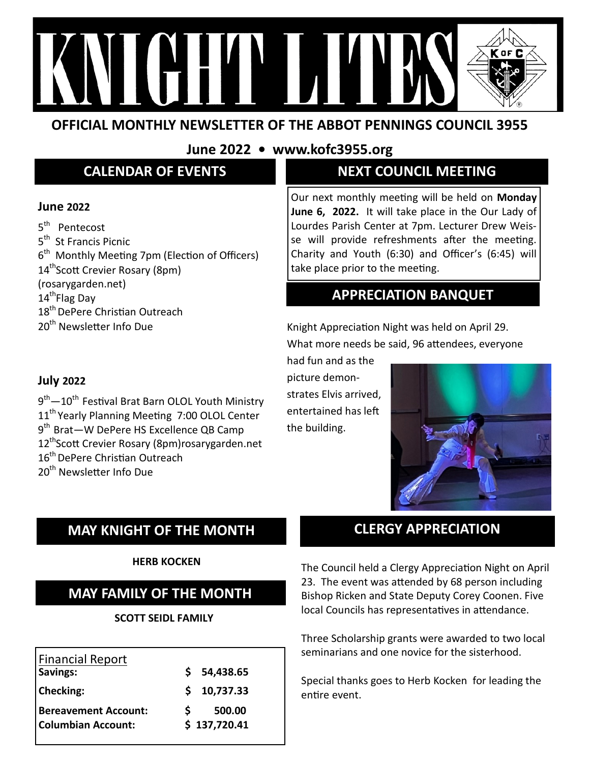# KNIGHT LITES

**OFFICIAL MONTHLY NEWSLETTER OF THE ABBOT PENNINGS COUNCIL 3955**

**June 2022 • www.kofc3955.org**

## CALENDAR OF EVENTS

**June 2022**

5th Pentecost
5th St Francis Picnic
6th Monthly Meeting 7pm (Election of Officers)
14th Scott Crevier Rosary (8pm) (rosarygarden.net)
14th Flag Day
18th DePere Christian Outreach
20th Newsletter Info Due

**July 2022**

9th—10th Festival Brat Barn OLOL Youth Ministry
11th Yearly Planning Meeting 7:00 OLOL Center
9th Brat—W DePere HS Excellence QB Camp
12th Scott Crevier Rosary (8pm) rosarygarden.net
16th DePere Christian Outreach
20th Newsletter Info Due

## NEXT COUNCIL MEETING

Our next monthly meeting will be held on **Monday June 6, 2022.** It will take place in the Our Lady of Lourdes Parish Center at 7pm. Lecturer Drew Weisse will provide refreshments after the meeting. Charity and Youth (6:30) and Officer's (6:45) will take place prior to the meeting.

## APPRECIATION BANQUET

Knight Appreciation Night was held on April 29. What more needs be said, 96 attendees, everyone had fun and as the picture demonstrates Elvis arrived, entertained has left the building.

## MAY KNIGHT OF THE MONTH

**HERB KOCKEN**

## MAY FAMILY OF THE MONTH

**SCOTT SEIDL FAMILY**

Financial Report

| | |
|---|---|
| **Savings:** | **$ 54,438.65** |
| **Checking:** | **$ 10,737.33** |
| **Bereavement Account:** | **$ 500.00** |
| **Columbian Account:** | **$ 137,720.41** |

## CLERGY APPRECIATION

The Council held a Clergy Appreciation Night on April 23. The event was attended by 68 person including Bishop Ricken and State Deputy Corey Coonen. Five local Councils has representatives in attendance.

Three Scholarship grants were awarded to two local seminarians and one novice for the sisterhood.

Special thanks goes to Herb Kocken for leading the entire event.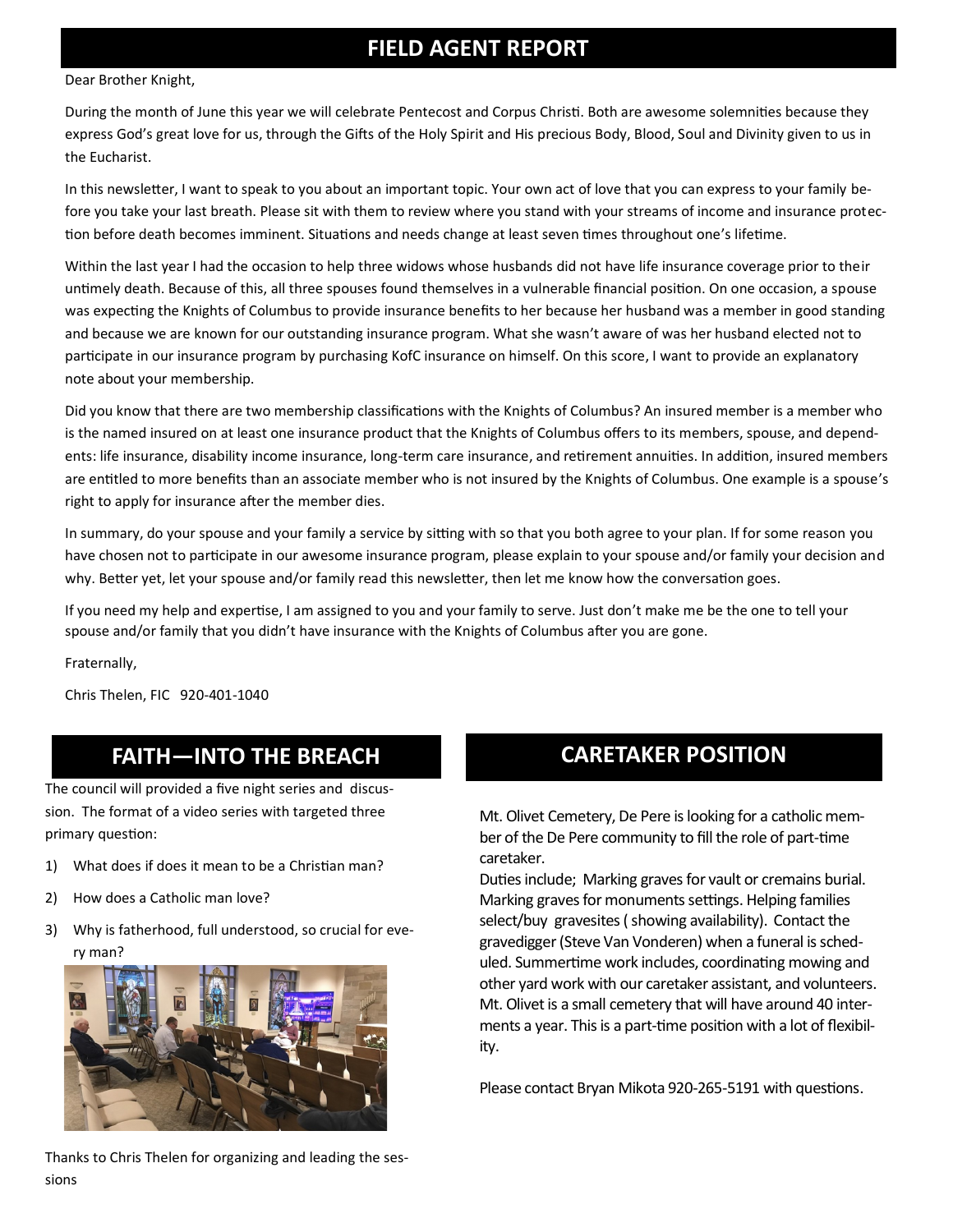## FIELD AGENT REPORT

Dear Brother Knight,

During the month of June this year we will celebrate Pentecost and Corpus Christi. Both are awesome solemnities because they express God's great love for us, through the Gifts of the Holy Spirit and His precious Body, Blood, Soul and Divinity given to us in the Eucharist.

In this newsletter, I want to speak to you about an important topic. Your own act of love that you can express to your family before you take your last breath. Please sit with them to review where you stand with your streams of income and insurance protection before death becomes imminent. Situations and needs change at least seven times throughout one's lifetime.

Within the last year I had the occasion to help three widows whose husbands did not have life insurance coverage prior to their untimely death. Because of this, all three spouses found themselves in a vulnerable financial position. On one occasion, a spouse was expecting the Knights of Columbus to provide insurance benefits to her because her husband was a member in good standing and because we are known for our outstanding insurance program. What she wasn't aware of was her husband elected not to participate in our insurance program by purchasing KofC insurance on himself. On this score, I want to provide an explanatory note about your membership.

Did you know that there are two membership classifications with the Knights of Columbus? An insured member is a member who is the named insured on at least one insurance product that the Knights of Columbus offers to its members, spouse, and dependents: life insurance, disability income insurance, long-term care insurance, and retirement annuities. In addition, insured members are entitled to more benefits than an associate member who is not insured by the Knights of Columbus. One example is a spouse's right to apply for insurance after the member dies.

In summary, do your spouse and your family a service by sitting with so that you both agree to your plan. If for some reason you have chosen not to participate in our awesome insurance program, please explain to your spouse and/or family your decision and why. Better yet, let your spouse and/or family read this newsletter, then let me know how the conversation goes.

If you need my help and expertise, I am assigned to you and your family to serve. Just don't make me be the one to tell your spouse and/or family that you didn't have insurance with the Knights of Columbus after you are gone.

Fraternally,

Chris Thelen, FIC 920-401-1040

## FAITH—INTO THE BREACH

The council will provided a five night series and discussion. The format of a video series with targeted three primary question:

1) What does if does it mean to be a Christian man?
2) How does a Catholic man love?
3) Why is fatherhood, full understood, so crucial for every man?

Thanks to Chris Thelen for organizing and leading the sessions

## CARETAKER POSITION

Mt. Olivet Cemetery, De Pere is looking for a catholic member of the De Pere community to fill the role of part-time caretaker.

Duties include; Marking graves for vault or cremains burial. Marking graves for monuments settings. Helping families select/buy gravesites ( showing availability). Contact the gravedigger (Steve Van Vonderen) when a funeral is scheduled. Summertime work includes, coordinating mowing and other yard work with our caretaker assistant, and volunteers. Mt. Olivet is a small cemetery that will have around 40 interments a year. This is a part-time position with a lot of flexibility.

Please contact Bryan Mikota 920-265-5191 with questions.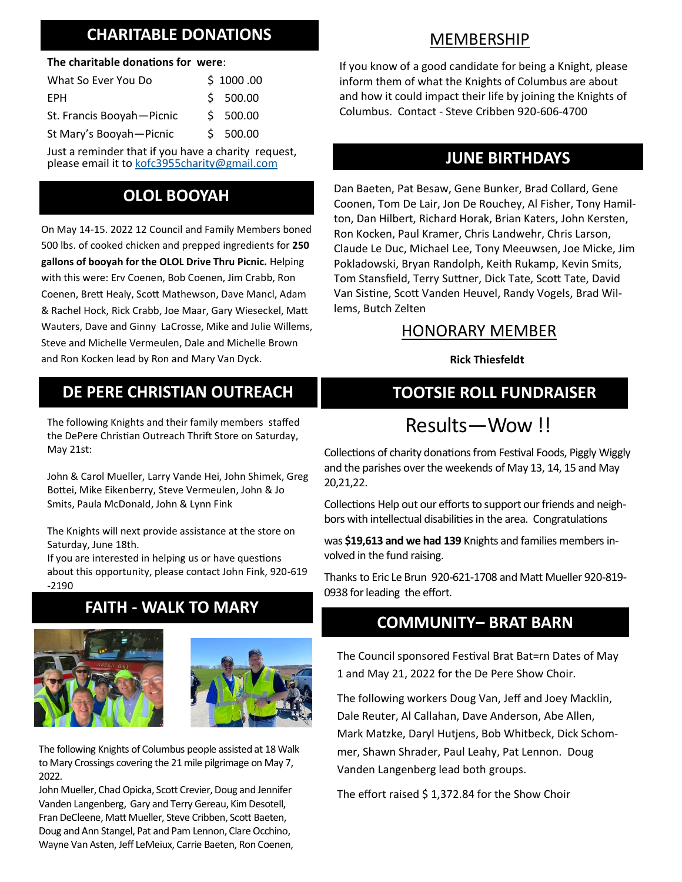## CHARITABLE DONATIONS

**The charitable donations for were**:

| | |
|---|---|
| What So Ever You Do | $ 1000 .00 |
| EPH | $ 500.00 |
| St. Francis Booyah—Picnic | $ 500.00 |
| St Mary's Booyah—Picnic | $ 500.00 |

Just a reminder that if you have a charity request, please email it to kofc3955charity@gmail.com

## OLOL BOOYAH

On May 14-15. 2022 12 Council and Family Members boned 500 lbs. of cooked chicken and prepped ingredients for **250 gallons of booyah for the OLOL Drive Thru Picnic.** Helping with this were: Erv Coenen, Bob Coenen, Jim Crabb, Ron Coenen, Brett Healy, Scott Mathewson, Dave Mancl, Adam & Rachel Hock, Rick Crabb, Joe Maar, Gary Wieseckel, Matt Wauters, Dave and Ginny LaCrosse, Mike and Julie Willems, Steve and Michelle Vermeulen, Dale and Michelle Brown and Ron Kocken lead by Ron and Mary Van Dyck.

## DE PERE CHRISTIAN OUTREACH

The following Knights and their family members staffed the DePere Christian Outreach Thrift Store on Saturday, May 21st:

John & Carol Mueller, Larry Vande Hei, John Shimek, Greg Bottei, Mike Eikenberry, Steve Vermeulen, John & Jo Smits, Paula McDonald, John & Lynn Fink

The Knights will next provide assistance at the store on Saturday, June 18th.
If you are interested in helping us or have questions about this opportunity, please contact John Fink, 920-619-2190

## FAITH - WALK TO MARY

The following Knights of Columbus people assisted at 18 Walk to Mary Crossings covering the 21 mile pilgrimage on May 7, 2022.
John Mueller, Chad Opicka, Scott Crevier, Doug and Jennifer Vanden Langenberg, Gary and Terry Gereau, Kim Desotell, Fran DeCleene, Matt Mueller, Steve Cribben, Scott Baeten, Doug and Ann Stangel, Pat and Pam Lennon, Clare Occhino, Wayne Van Asten, Jeff LeMeiux, Carrie Baeten, Ron Coenen,

## MEMBERSHIP

If you know of a good candidate for being a Knight, please inform them of what the Knights of Columbus are about and how it could impact their life by joining the Knights of Columbus. Contact - Steve Cribben 920-606-4700

## JUNE BIRTHDAYS

Dan Baeten, Pat Besaw, Gene Bunker, Brad Collard, Gene Coonen, Tom De Lair, Jon De Rouchey, Al Fisher, Tony Hamilton, Dan Hilbert, Richard Horak, Brian Katers, John Kersten, Ron Kocken, Paul Kramer, Chris Landwehr, Chris Larson, Claude Le Duc, Michael Lee, Tony Meeuwsen, Joe Micke, Jim Pokladowski, Bryan Randolph, Keith Rukamp, Kevin Smits, Tom Stansfield, Terry Suttner, Dick Tate, Scott Tate, David Van Sistine, Scott Vanden Heuvel, Randy Vogels, Brad Willems, Butch Zelten

## HONORARY MEMBER

**Rick Thiesfeldt**

## TOOTSIE ROLL FUNDRAISER

# Results—Wow !!

Collections of charity donations from Festival Foods, Piggly Wiggly and the parishes over the weekends of May 13, 14, 15 and May 20,21,22.

Collections Help out our efforts to support our friends and neighbors with intellectual disabilities in the area. Congratulations

was **$19,613 and we had 139** Knights and families members involved in the fund raising.

Thanks to Eric Le Brun 920-621-1708 and Matt Mueller 920-819-0938 for leading the effort.

## COMMUNITY– BRAT BARN

The Council sponsored Festival Brat Bat=rn Dates of May 1 and May 21, 2022 for the De Pere Show Choir.

The following workers Doug Van, Jeff and Joey Macklin, Dale Reuter, Al Callahan, Dave Anderson, Abe Allen, Mark Matzke, Daryl Hutjens, Bob Whitbeck, Dick Schommer, Shawn Shrader, Paul Leahy, Pat Lennon. Doug Vanden Langenberg lead both groups.

The effort raised $ 1,372.84 for the Show Choir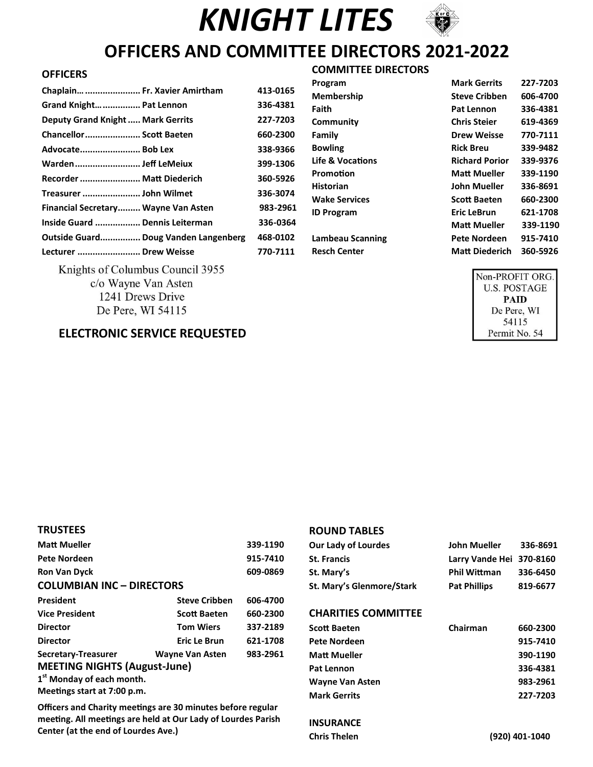# KNIGHT LITES

## OFFICERS AND COMMITTEE DIRECTORS 2021-2022

### OFFICERS

| | | |
|---|---|---|
| Chaplain… | Fr. Xavier Amirtham | 413-0165 |
| Grand Knight… | Pat Lennon | 336-4381 |
| Deputy Grand Knight | Mark Gerrits | 227-7203 |
| Chancellor | Scott Baeten | 660-2300 |
| Advocate | Bob Lex | 338-9366 |
| Warden | Jeff LeMeiux | 399-1306 |
| Recorder | Matt Diederich | 360-5926 |
| Treasurer | John Wilmet | 336-3074 |
| Financial Secretary | Wayne Van Asten | 983-2961 |
| Inside Guard | Dennis Leiterman | 336-0364 |
| Outside Guard | Doug Vanden Langenberg | 468-0102 |
| Lecturer | Drew Weisse | 770-7111 |

Knights of Columbus Council 3955
c/o Wayne Van Asten
1241 Drews Drive
De Pere, WI 54115

**ELECTRONIC SERVICE REQUESTED**

### COMMITTEE DIRECTORS

| | | |
|---|---|---|
| Program | Mark Gerrits | 227-7203 |
| Membership | Steve Cribben | 606-4700 |
| Faith | Pat Lennon | 336-4381 |
| Community | Chris Steier | 619-4369 |
| Family | Drew Weisse | 770-7111 |
| Bowling | Rick Breu | 339-9482 |
| Life & Vocations | Richard Porior | 339-9376 |
| Promotion | Matt Mueller | 339-1190 |
| Historian | John Mueller | 336-8691 |
| Wake Services | Scott Baeten | 660-2300 |
| ID Program | Eric LeBrun | 621-1708 |
| | Matt Mueller | 339-1190 |
| Lambeau Scanning | Pete Nordeen | 915-7410 |
| Resch Center | Matt Diederich | 360-5926 |

Non-PROFIT ORG.
U.S. POSTAGE
**PAID**
De Pere, WI
54115
Permit No. 54

### TRUSTEES

| | |
|---|---|
| Matt Mueller | 339-1190 |
| Pete Nordeen | 915-7410 |
| Ron Van Dyck | 609-0869 |

### COLUMBIAN INC – DIRECTORS

| | | |
|---|---|---|
| President | Steve Cribben | 606-4700 |
| Vice President | Scott Baeten | 660-2300 |
| Director | Tom Wiers | 337-2189 |
| Director | Eric Le Brun | 621-1708 |
| Secretary-Treasurer | Wayne Van Asten | 983-2961 |

### MEETING NIGHTS (August-June)

**1st Monday of each month.**
**Meetings start at 7:00 p.m.**

**Officers and Charity meetings are 30 minutes before regular meeting. All meetings are held at Our Lady of Lourdes Parish Center (at the end of Lourdes Ave.)**

### ROUND TABLES

| | | |
|---|---|---|
| Our Lady of Lourdes | John Mueller | 336-8691 |
| St. Francis | Larry Vande Hei | 370-8160 |
| St. Mary's | Phil Wittman | 336-6450 |
| St. Mary's Glenmore/Stark | Pat Phillips | 819-6677 |

### CHARITIES COMMITTEE

| | | |
|---|---|---|
| Scott Baeten | Chairman | 660-2300 |
| Pete Nordeen | | 915-7410 |
| Matt Mueller | | 390-1190 |
| Pat Lennon | | 336-4381 |
| Wayne Van Asten | | 983-2961 |
| Mark Gerrits | | 227-7203 |

### INSURANCE

Chris Thelen (920) 401-1040